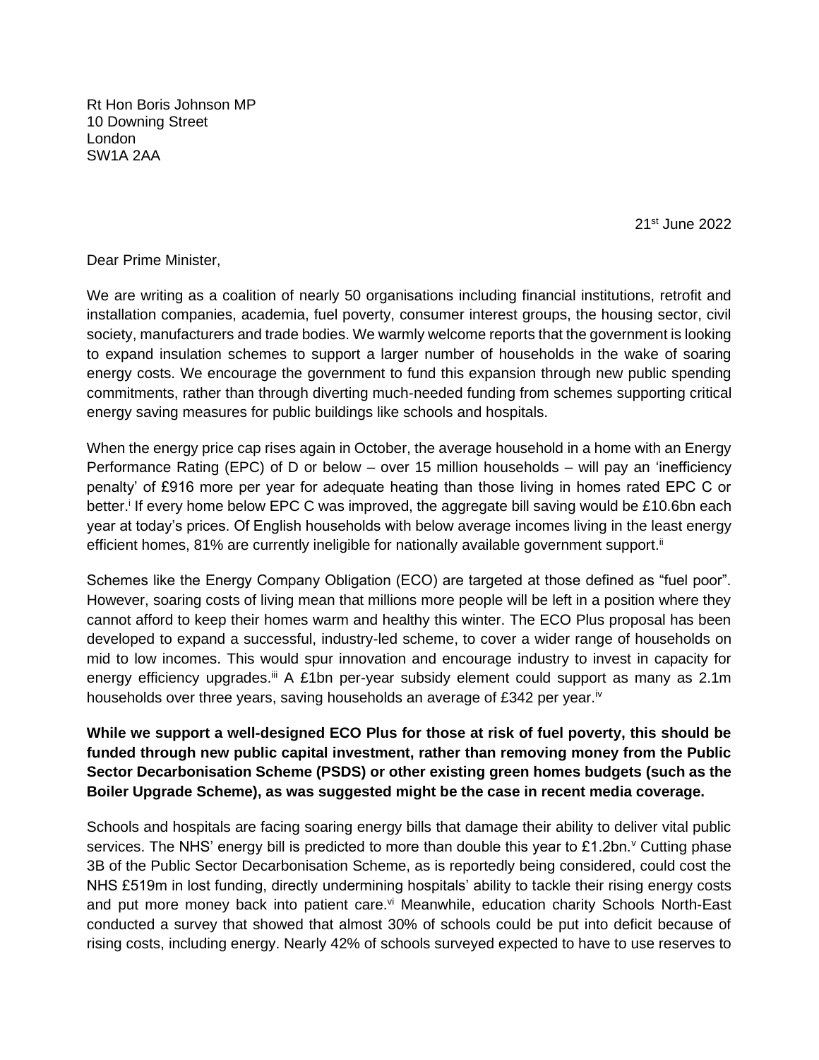Rt Hon Boris Johnson MP
10 Downing Street
London
SW1A 2AA

21st June 2022

Dear Prime Minister,

We are writing as a coalition of nearly 50 organisations including financial institutions, retrofit and installation companies, academia, fuel poverty, consumer interest groups, the housing sector, civil society, manufacturers and trade bodies. We warmly welcome reports that the government is looking to expand insulation schemes to support a larger number of households in the wake of soaring energy costs. We encourage the government to fund this expansion through new public spending commitments, rather than through diverting much-needed funding from schemes supporting critical energy saving measures for public buildings like schools and hospitals.

When the energy price cap rises again in October, the average household in a home with an Energy Performance Rating (EPC) of D or below – over 15 million households – will pay an 'inefficiency penalty' of £916 more per year for adequate heating than those living in homes rated EPC C or better.[i] If every home below EPC C was improved, the aggregate bill saving would be £10.6bn each year at today's prices. Of English households with below average incomes living in the least energy efficient homes, 81% are currently ineligible for nationally available government support.[ii]

Schemes like the Energy Company Obligation (ECO) are targeted at those defined as "fuel poor". However, soaring costs of living mean that millions more people will be left in a position where they cannot afford to keep their homes warm and healthy this winter. The ECO Plus proposal has been developed to expand a successful, industry-led scheme, to cover a wider range of households on mid to low incomes. This would spur innovation and encourage industry to invest in capacity for energy efficiency upgrades.[iii] A £1bn per-year subsidy element could support as many as 2.1m households over three years, saving households an average of £342 per year.[iv]

**While we support a well-designed ECO Plus for those at risk of fuel poverty, this should be funded through new public capital investment, rather than removing money from the Public Sector Decarbonisation Scheme (PSDS) or other existing green homes budgets (such as the Boiler Upgrade Scheme), as was suggested might be the case in recent media coverage.**

Schools and hospitals are facing soaring energy bills that damage their ability to deliver vital public services. The NHS' energy bill is predicted to more than double this year to £1.2bn.[v] Cutting phase 3B of the Public Sector Decarbonisation Scheme, as is reportedly being considered, could cost the NHS £519m in lost funding, directly undermining hospitals' ability to tackle their rising energy costs and put more money back into patient care.[vi] Meanwhile, education charity Schools North-East conducted a survey that showed that almost 30% of schools could be put into deficit because of rising costs, including energy. Nearly 42% of schools surveyed expected to have to use reserves to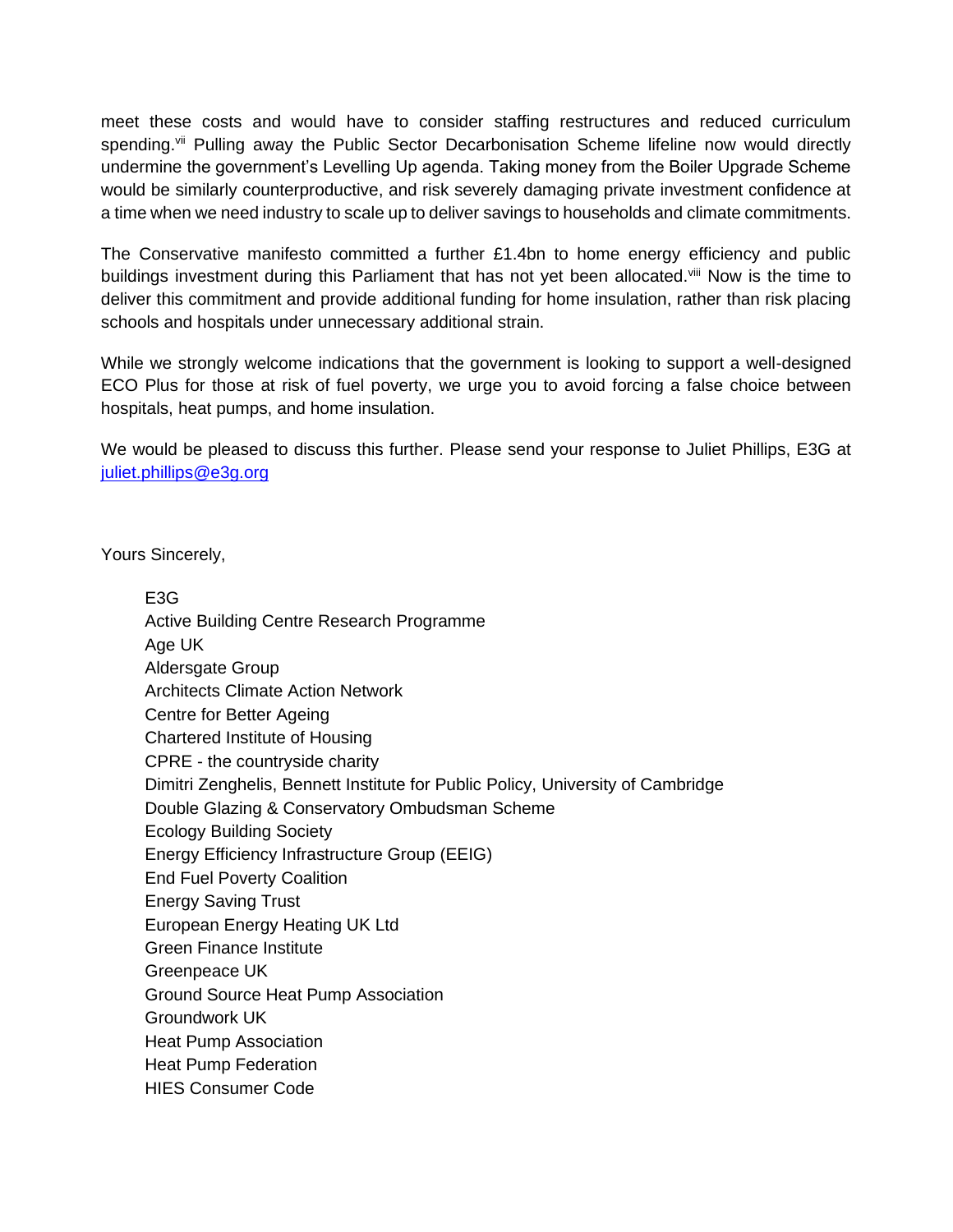meet these costs and would have to consider staffing restructures and reduced curriculum spending.[vii] Pulling away the Public Sector Decarbonisation Scheme lifeline now would directly undermine the government's Levelling Up agenda. Taking money from the Boiler Upgrade Scheme would be similarly counterproductive, and risk severely damaging private investment confidence at a time when we need industry to scale up to deliver savings to households and climate commitments.

The Conservative manifesto committed a further £1.4bn to home energy efficiency and public buildings investment during this Parliament that has not yet been allocated.[viii] Now is the time to deliver this commitment and provide additional funding for home insulation, rather than risk placing schools and hospitals under unnecessary additional strain.

While we strongly welcome indications that the government is looking to support a well-designed ECO Plus for those at risk of fuel poverty, we urge you to avoid forcing a false choice between hospitals, heat pumps, and home insulation.

We would be pleased to discuss this further. Please send your response to Juliet Phillips, E3G at juliet.phillips@e3g.org

Yours Sincerely,

E3G
Active Building Centre Research Programme
Age UK
Aldersgate Group
Architects Climate Action Network
Centre for Better Ageing
Chartered Institute of Housing
CPRE - the countryside charity
Dimitri Zenghelis, Bennett Institute for Public Policy, University of Cambridge
Double Glazing & Conservatory Ombudsman Scheme
Ecology Building Society
Energy Efficiency Infrastructure Group (EEIG)
End Fuel Poverty Coalition
Energy Saving Trust
European Energy Heating UK Ltd
Green Finance Institute
Greenpeace UK
Ground Source Heat Pump Association
Groundwork UK
Heat Pump Association
Heat Pump Federation
HIES Consumer Code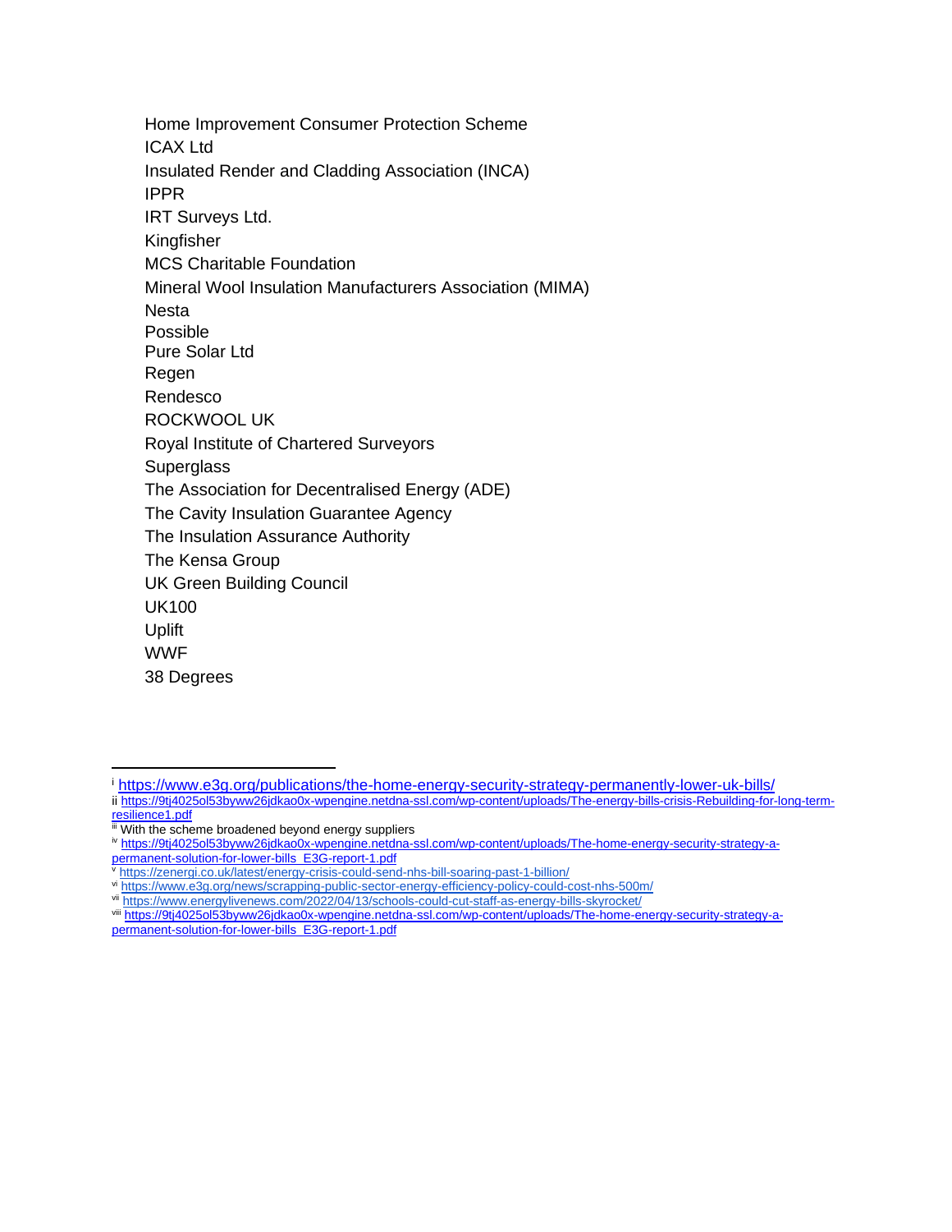Home Improvement Consumer Protection Scheme
ICAX Ltd
Insulated Render and Cladding Association (INCA)
IPPR
IRT Surveys Ltd.
Kingfisher
MCS Charitable Foundation
Mineral Wool Insulation Manufacturers Association (MIMA)
Nesta
Possible
Pure Solar Ltd
Regen
Rendesco
ROCKWOOL UK
Royal Institute of Chartered Surveyors
Superglass
The Association for Decentralised Energy (ADE)
The Cavity Insulation Guarantee Agency
The Insulation Assurance Authority
The Kensa Group
UK Green Building Council
UK100
Uplift
WWF
38 Degrees

---

[i] https://www.e3g.org/publications/the-home-energy-security-strategy-permanently-lower-uk-bills/

[ii] https://9tj4025ol53byww26jdkao0x-wpengine.netdna-ssl.com/wp-content/uploads/The-energy-bills-crisis-Rebuilding-for-long-term-resilience1.pdf

[iii] With the scheme broadened beyond energy suppliers

[iv] https://9tj4025ol53byww26jdkao0x-wpengine.netdna-ssl.com/wp-content/uploads/The-home-energy-security-strategy-a-permanent-solution-for-lower-bills_E3G-report-1.pdf

[v] https://zenergi.co.uk/latest/energy-crisis-could-send-nhs-bill-soaring-past-1-billion/

[vi] https://www.e3g.org/news/scrapping-public-sector-energy-efficiency-policy-could-cost-nhs-500m/

[vii] https://www.energylivenews.com/2022/04/13/schools-could-cut-staff-as-energy-bills-skyrocket/

[viii] https://9tj4025ol53byww26jdkao0x-wpengine.netdna-ssl.com/wp-content/uploads/The-home-energy-security-strategy-a-permanent-solution-for-lower-bills_E3G-report-1.pdf